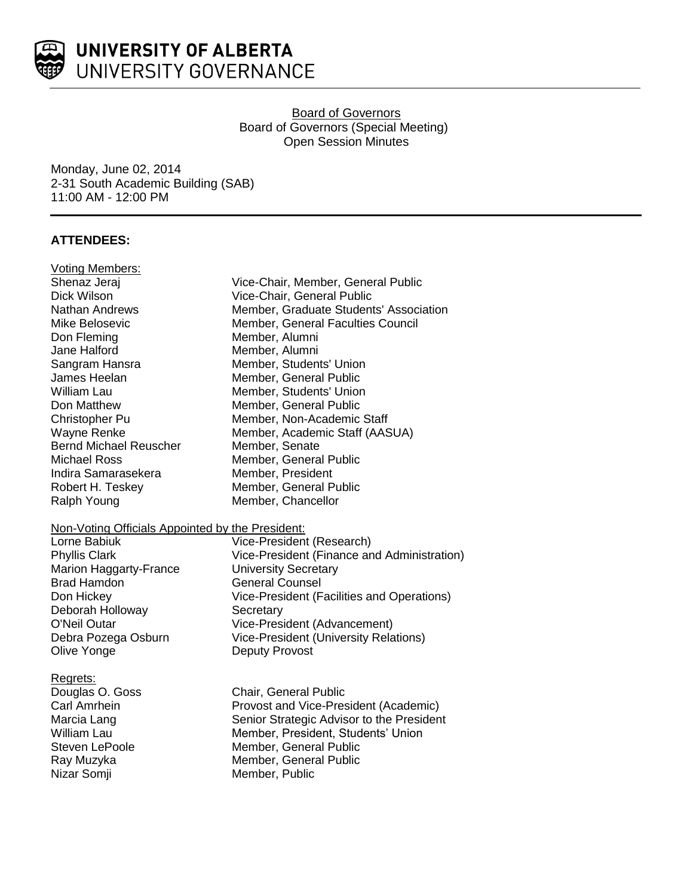# UNIVERSITY OF ALBERTA
## UNIVERSITY GOVERNANCE

Board of Governors
Board of Governors (Special Meeting)
Open Session Minutes

Monday, June 02, 2014
2-31 South Academic Building (SAB)
11:00 AM - 12:00 PM

### ATTENDEES:

Voting Members:

| | |
|---|---|
| Shenaz Jeraj | Vice-Chair, Member, General Public |
| Dick Wilson | Vice-Chair, General Public |
| Nathan Andrews | Member, Graduate Students' Association |
| Mike Belosevic | Member, General Faculties Council |
| Don Fleming | Member, Alumni |
| Jane Halford | Member, Alumni |
| Sangram Hansra | Member, Students' Union |
| James Heelan | Member, General Public |
| William Lau | Member, Students' Union |
| Don Matthew | Member, General Public |
| Christopher Pu | Member, Non-Academic Staff |
| Wayne Renke | Member, Academic Staff (AASUA) |
| Bernd Michael Reuscher | Member, Senate |
| Michael Ross | Member, General Public |
| Indira Samarasekera | Member, President |
| Robert H. Teskey | Member, General Public |
| Ralph Young | Member, Chancellor |

Non-Voting Officials Appointed by the President:

| | |
|---|---|
| Lorne Babiuk | Vice-President (Research) |
| Phyllis Clark | Vice-President (Finance and Administration) |
| Marion Haggarty-France | University Secretary |
| Brad Hamdon | General Counsel |
| Don Hickey | Vice-President (Facilities and Operations) |
| Deborah Holloway | Secretary |
| O'Neil Outar | Vice-President (Advancement) |
| Debra Pozega Osburn | Vice-President (University Relations) |
| Olive Yonge | Deputy Provost |

Regrets:

| | |
|---|---|
| Douglas O. Goss | Chair, General Public |
| Carl Amrhein | Provost and Vice-President (Academic) |
| Marcia Lang | Senior Strategic Advisor to the President |
| William Lau | Member, President, Students' Union |
| Steven LePoole | Member, General Public |
| Ray Muzyka | Member, General Public |
| Nizar Somji | Member, Public |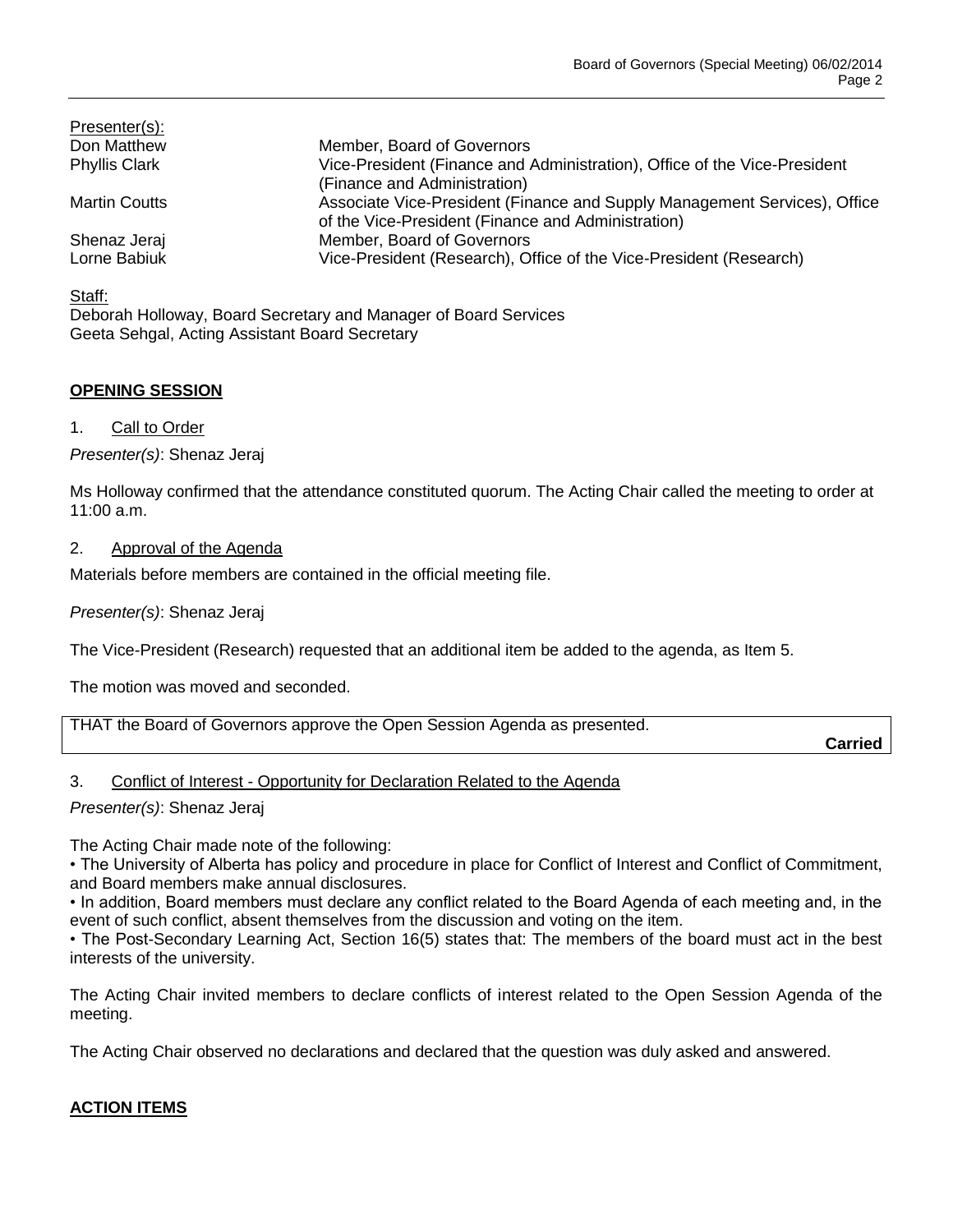Presenter(s):

| | |
|---|---|
| Don Matthew | Member, Board of Governors |
| Phyllis Clark | Vice-President (Finance and Administration), Office of the Vice-President (Finance and Administration) |
| Martin Coutts | Associate Vice-President (Finance and Supply Management Services), Office of the Vice-President (Finance and Administration) |
| Shenaz Jeraj | Member, Board of Governors |
| Lorne Babiuk | Vice-President (Research), Office of the Vice-President (Research) |

Staff:
Deborah Holloway, Board Secretary and Manager of Board Services
Geeta Sehgal, Acting Assistant Board Secretary

## OPENING SESSION

1. Call to Order

*Presenter(s)*: Shenaz Jeraj

Ms Holloway confirmed that the attendance constituted quorum. The Acting Chair called the meeting to order at 11:00 a.m.

2. Approval of the Agenda

Materials before members are contained in the official meeting file.

*Presenter(s)*: Shenaz Jeraj

The Vice-President (Research) requested that an additional item be added to the agenda, as Item 5.

The motion was moved and seconded.

THAT the Board of Governors approve the Open Session Agenda as presented.

**Carried**

3. Conflict of Interest - Opportunity for Declaration Related to the Agenda

*Presenter(s)*: Shenaz Jeraj

The Acting Chair made note of the following:

- The University of Alberta has policy and procedure in place for Conflict of Interest and Conflict of Commitment, and Board members make annual disclosures.
- In addition, Board members must declare any conflict related to the Board Agenda of each meeting and, in the event of such conflict, absent themselves from the discussion and voting on the item.
- The Post-Secondary Learning Act, Section 16(5) states that: The members of the board must act in the best interests of the university.

The Acting Chair invited members to declare conflicts of interest related to the Open Session Agenda of the meeting.

The Acting Chair observed no declarations and declared that the question was duly asked and answered.

## ACTION ITEMS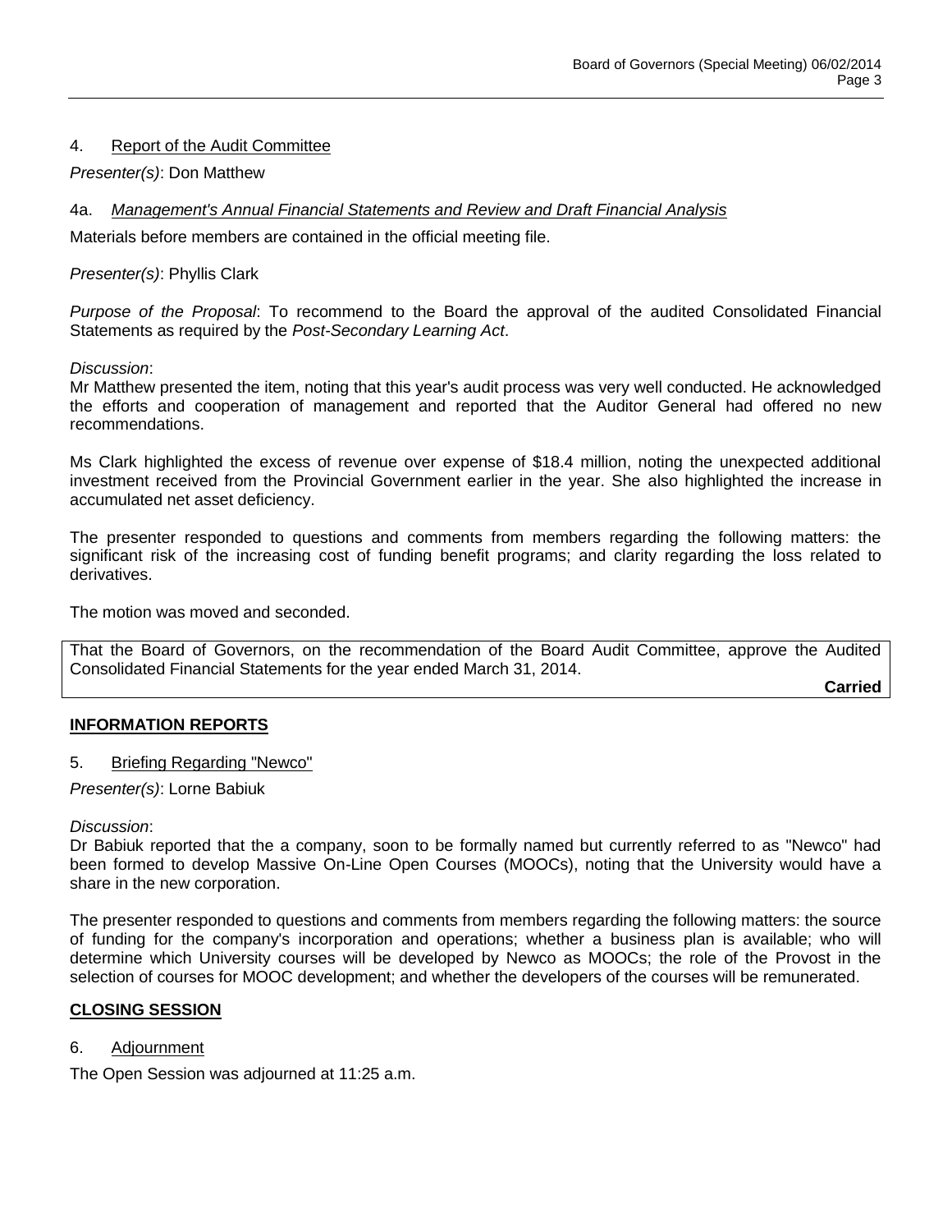## 4. Report of the Audit Committee

*Presenter(s)*: Don Matthew

### 4a. *Management's Annual Financial Statements and Review and Draft Financial Analysis*

Materials before members are contained in the official meeting file.

*Presenter(s)*: Phyllis Clark

*Purpose of the Proposal*: To recommend to the Board the approval of the audited Consolidated Financial Statements as required by the *Post-Secondary Learning Act*.

*Discussion*:
Mr Matthew presented the item, noting that this year's audit process was very well conducted. He acknowledged the efforts and cooperation of management and reported that the Auditor General had offered no new recommendations.

Ms Clark highlighted the excess of revenue over expense of $18.4 million, noting the unexpected additional investment received from the Provincial Government earlier in the year. She also highlighted the increase in accumulated net asset deficiency.

The presenter responded to questions and comments from members regarding the following matters: the significant risk of the increasing cost of funding benefit programs; and clarity regarding the loss related to derivatives.

The motion was moved and seconded.

> That the Board of Governors, on the recommendation of the Board Audit Committee, approve the Audited Consolidated Financial Statements for the year ended March 31, 2014.
>
> **Carried**

## INFORMATION REPORTS

## 5. Briefing Regarding "Newco"

*Presenter(s)*: Lorne Babiuk

*Discussion*:
Dr Babiuk reported that the a company, soon to be formally named but currently referred to as "Newco" had been formed to develop Massive On-Line Open Courses (MOOCs), noting that the University would have a share in the new corporation.

The presenter responded to questions and comments from members regarding the following matters: the source of funding for the company's incorporation and operations; whether a business plan is available; who will determine which University courses will be developed by Newco as MOOCs; the role of the Provost in the selection of courses for MOOC development; and whether the developers of the courses will be remunerated.

## CLOSING SESSION

## 6. Adjournment

The Open Session was adjourned at 11:25 a.m.